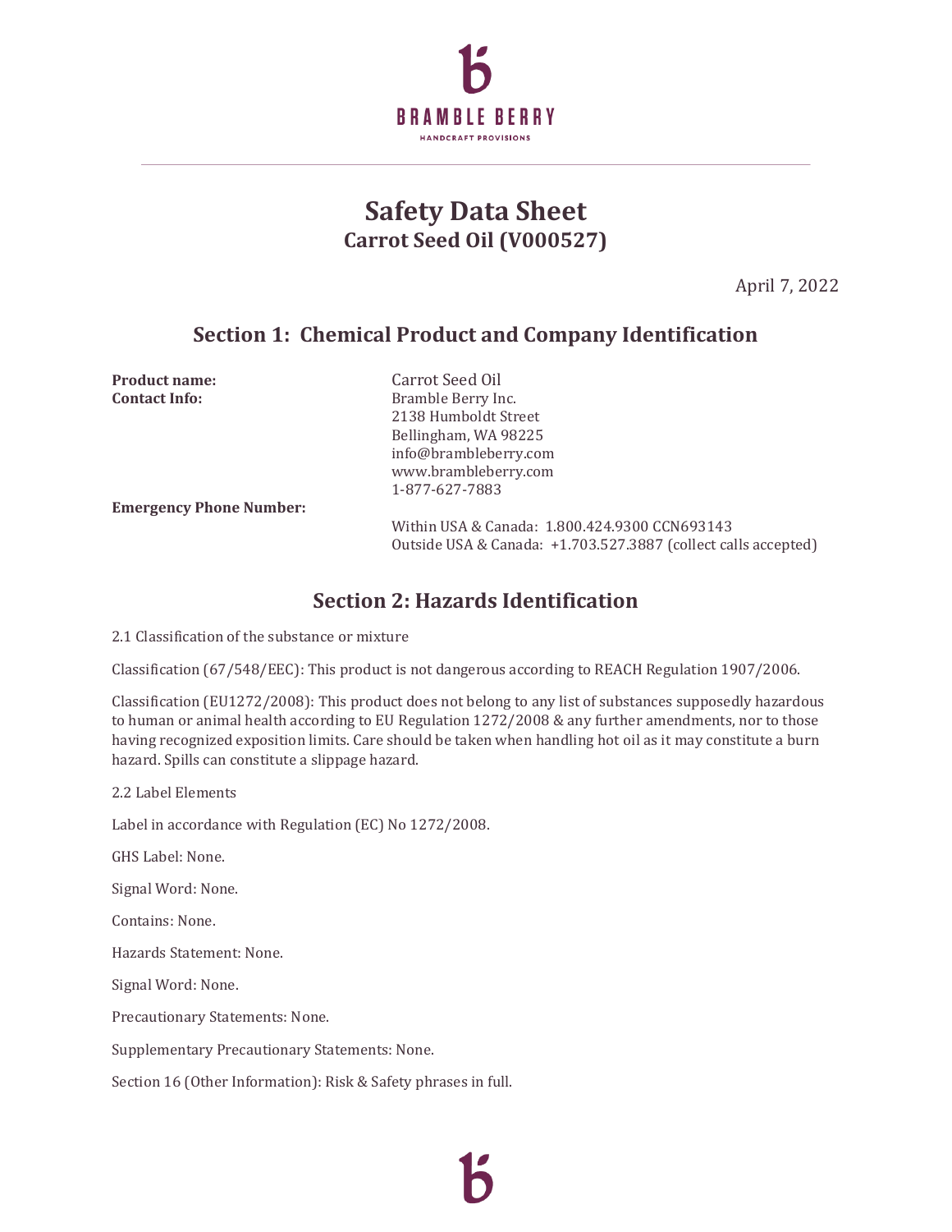BRAMBLE BERRY

HANDCRAFT PROVISIONS

# Safety Data Sheet

## Carrot Seed Oil (V000527)

April 7, 2022

## Section 1: Chemical Product and Company Identification

**Product name:** Carrot Seed Oil

**Contact Info:** Bramble Berry Inc.
2138 Humboldt Street
Bellingham, WA 98225
info@brambleberry.com
www.brambleberry.com
1-877-627-7883

**Emergency Phone Number:**
Within USA & Canada: 1.800.424.9300 CCN693143
Outside USA & Canada: +1.703.527.3887 (collect calls accepted)

## Section 2: Hazards Identification

2.1 Classification of the substance or mixture

Classification (67/548/EEC): This product is not dangerous according to REACH Regulation 1907/2006.

Classification (EU1272/2008): This product does not belong to any list of substances supposedly hazardous to human or animal health according to EU Regulation 1272/2008 & any further amendments, nor to those having recognized exposition limits. Care should be taken when handling hot oil as it may constitute a burn hazard. Spills can constitute a slippage hazard.

2.2 Label Elements

Label in accordance with Regulation (EC) No 1272/2008.

GHS Label: None.

Signal Word: None.

Contains: None.

Hazards Statement: None.

Signal Word: None.

Precautionary Statements: None.

Supplementary Precautionary Statements: None.

Section 16 (Other Information): Risk & Safety phrases in full.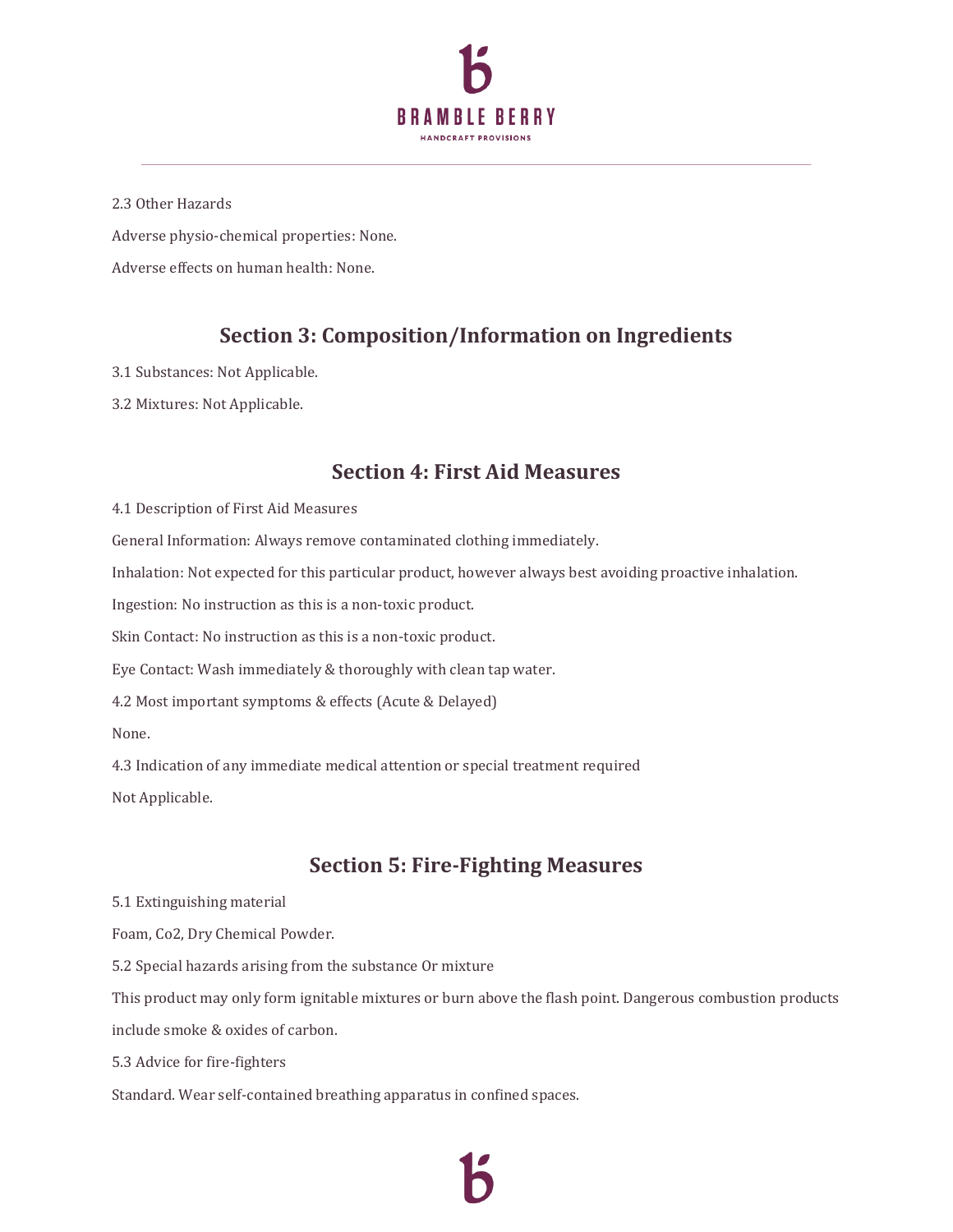2.3 Other Hazards

Adverse physio-chemical properties: None.

Adverse effects on human health: None.

## Section 3: Composition/Information on Ingredients

3.1 Substances: Not Applicable.

3.2 Mixtures: Not Applicable.

## Section 4: First Aid Measures

4.1 Description of First Aid Measures

General Information: Always remove contaminated clothing immediately.

Inhalation: Not expected for this particular product, however always best avoiding proactive inhalation.

Ingestion: No instruction as this is a non-toxic product.

Skin Contact: No instruction as this is a non-toxic product.

Eye Contact: Wash immediately & thoroughly with clean tap water.

4.2 Most important symptoms & effects (Acute & Delayed)

None.

4.3 Indication of any immediate medical attention or special treatment required

Not Applicable.

## Section 5: Fire-Fighting Measures

5.1 Extinguishing material

Foam, Co2, Dry Chemical Powder.

5.2 Special hazards arising from the substance Or mixture

This product may only form ignitable mixtures or burn above the flash point. Dangerous combustion products include smoke & oxides of carbon.

5.3 Advice for fire-fighters

Standard. Wear self-contained breathing apparatus in confined spaces.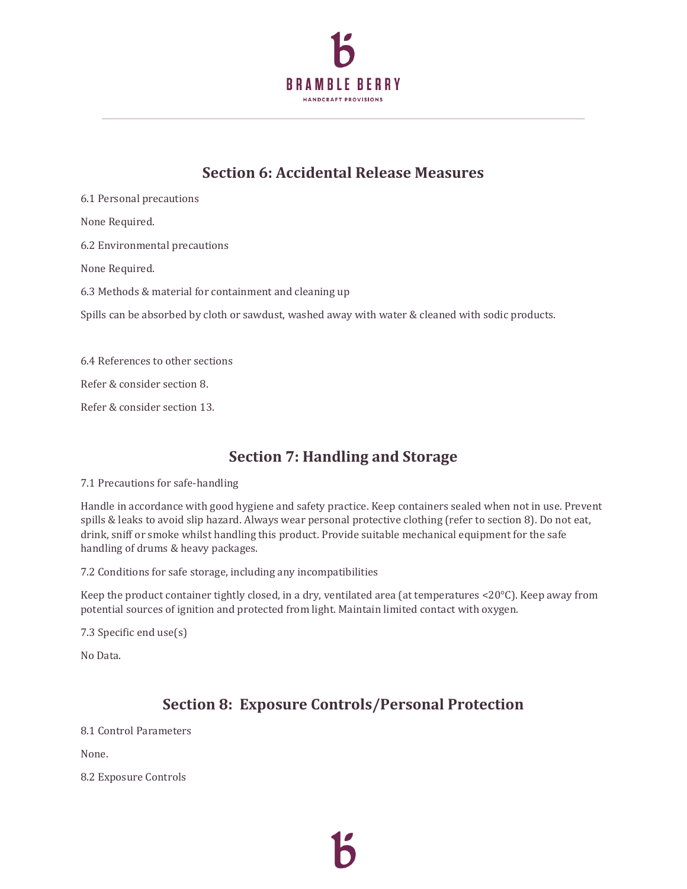## Section 6: Accidental Release Measures

6.1 Personal precautions

None Required.

6.2 Environmental precautions

None Required.

6.3 Methods & material for containment and cleaning up

Spills can be absorbed by cloth or sawdust, washed away with water & cleaned with sodic products.

6.4 References to other sections

Refer & consider section 8.

Refer & consider section 13.

## Section 7: Handling and Storage

7.1 Precautions for safe-handling

Handle in accordance with good hygiene and safety practice. Keep containers sealed when not in use. Prevent spills & leaks to avoid slip hazard. Always wear personal protective clothing (refer to section 8). Do not eat, drink, sniff or smoke whilst handling this product. Provide suitable mechanical equipment for the safe handling of drums & heavy packages.

7.2 Conditions for safe storage, including any incompatibilities

Keep the product container tightly closed, in a dry, ventilated area (at temperatures <20°C). Keep away from potential sources of ignition and protected from light. Maintain limited contact with oxygen.

7.3 Specific end use(s)

No Data.

## Section 8: Exposure Controls/Personal Protection

8.1 Control Parameters

None.

8.2 Exposure Controls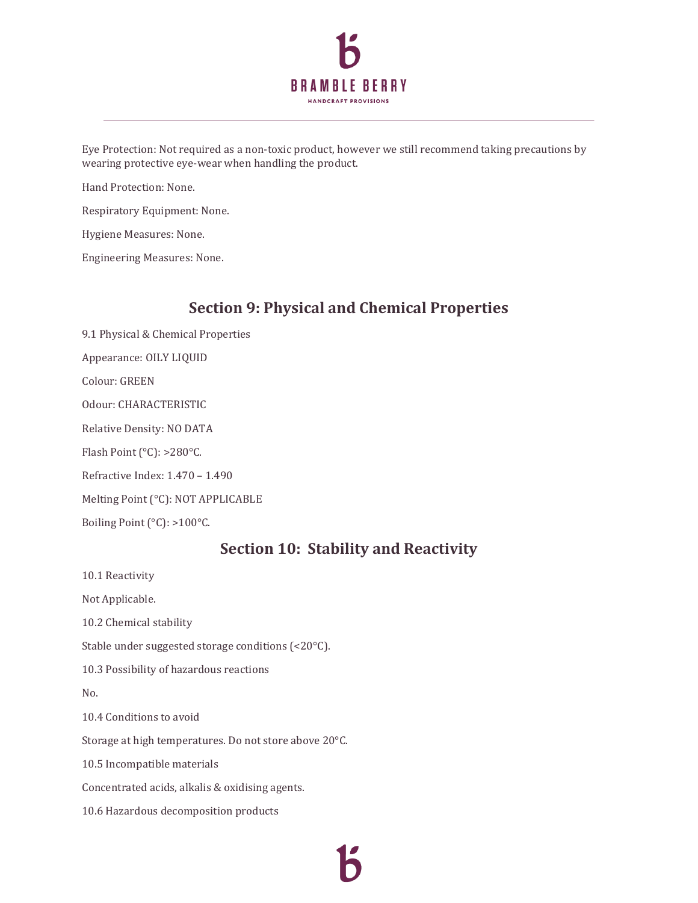Eye Protection: Not required as a non-toxic product, however we still recommend taking precautions by wearing protective eye-wear when handling the product.

Hand Protection: None.

Respiratory Equipment: None.

Hygiene Measures: None.

Engineering Measures: None.

## Section 9: Physical and Chemical Properties

9.1 Physical & Chemical Properties

Appearance: OILY LIQUID

Colour: GREEN

Odour: CHARACTERISTIC

Relative Density: NO DATA

Flash Point (°C): >280°C.

Refractive Index: 1.470 – 1.490

Melting Point (°C): NOT APPLICABLE

Boiling Point (°C): >100°C.

## Section 10: Stability and Reactivity

10.1 Reactivity

Not Applicable.

10.2 Chemical stability

Stable under suggested storage conditions (<20°C).

10.3 Possibility of hazardous reactions

No.

10.4 Conditions to avoid

Storage at high temperatures. Do not store above 20°C.

10.5 Incompatible materials

Concentrated acids, alkalis & oxidising agents.

10.6 Hazardous decomposition products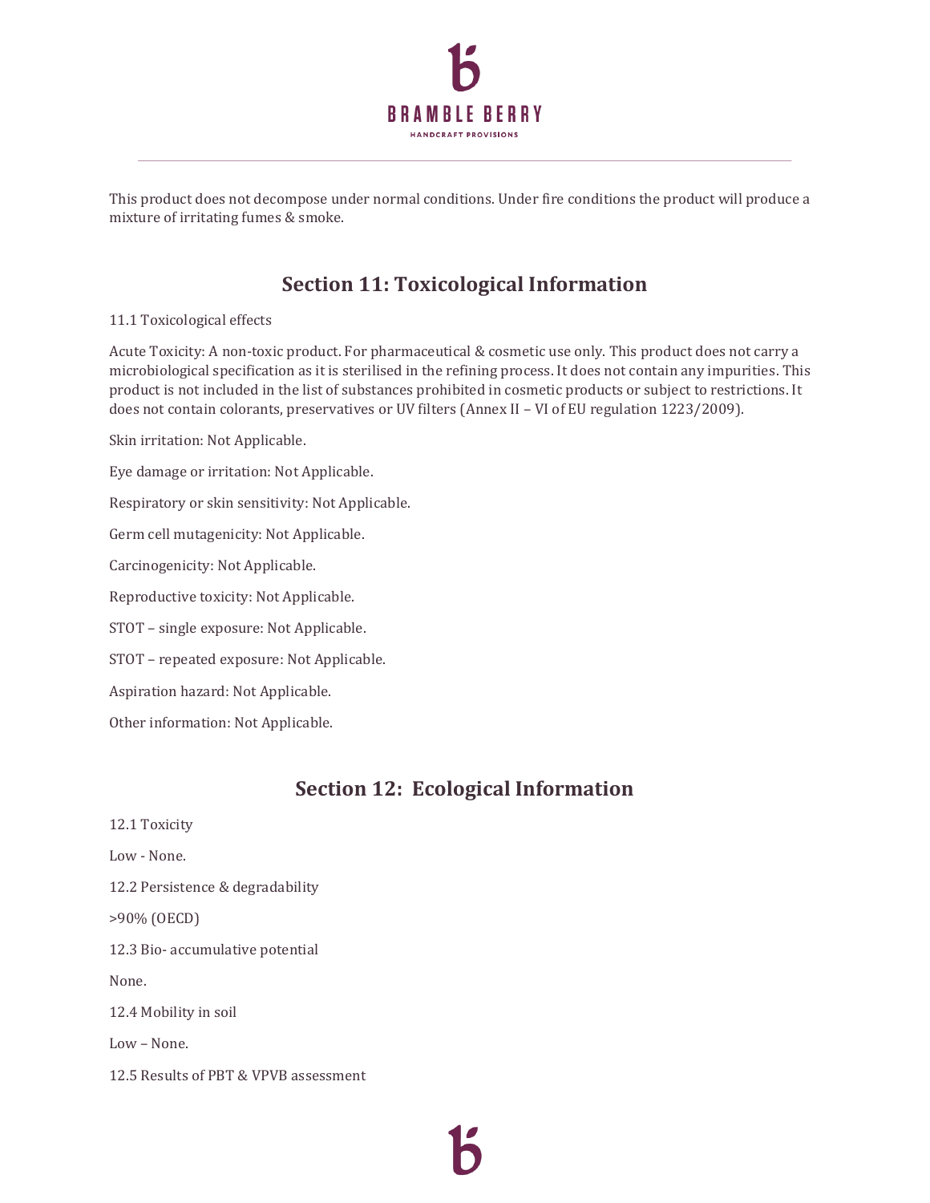This product does not decompose under normal conditions. Under fire conditions the product will produce a mixture of irritating fumes & smoke.

## Section 11: Toxicological Information

11.1 Toxicological effects

Acute Toxicity: A non-toxic product. For pharmaceutical & cosmetic use only. This product does not carry a microbiological specification as it is sterilised in the refining process. It does not contain any impurities. This product is not included in the list of substances prohibited in cosmetic products or subject to restrictions. It does not contain colorants, preservatives or UV filters (Annex II – VI of EU regulation 1223/2009).

Skin irritation: Not Applicable.

Eye damage or irritation: Not Applicable.

Respiratory or skin sensitivity: Not Applicable.

Germ cell mutagenicity: Not Applicable.

Carcinogenicity: Not Applicable.

Reproductive toxicity: Not Applicable.

STOT – single exposure: Not Applicable.

STOT – repeated exposure: Not Applicable.

Aspiration hazard: Not Applicable.

Other information: Not Applicable.

## Section 12: Ecological Information

12.1 Toxicity

Low - None.

12.2 Persistence & degradability

>90% (OECD)

12.3 Bio- accumulative potential

None.

12.4 Mobility in soil

Low – None.

12.5 Results of PBT & VPVB assessment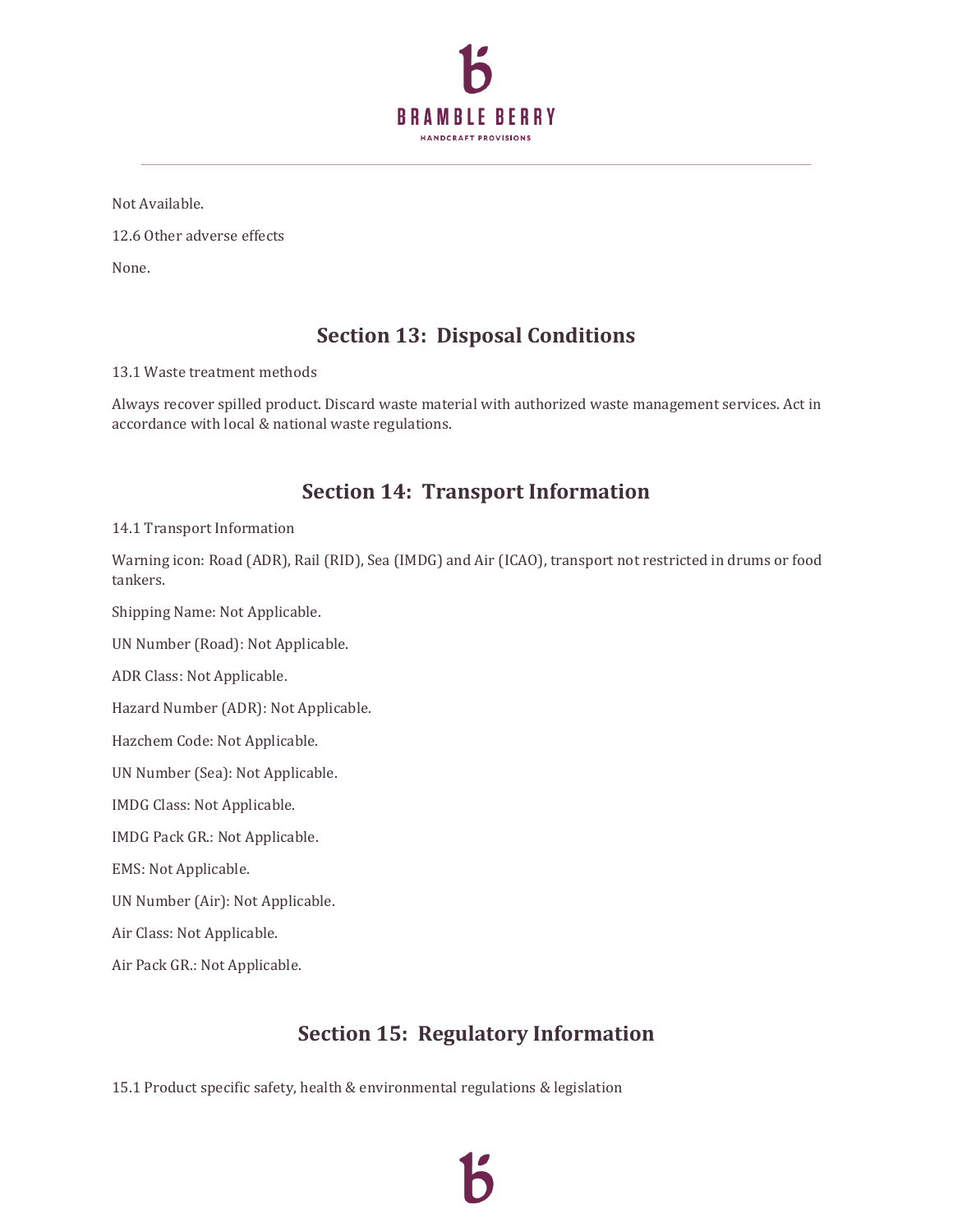Not Available.

12.6 Other adverse effects

None.

## Section 13: Disposal Conditions

13.1 Waste treatment methods

Always recover spilled product. Discard waste material with authorized waste management services. Act in accordance with local & national waste regulations.

## Section 14: Transport Information

14.1 Transport Information

Warning icon: Road (ADR), Rail (RID), Sea (IMDG) and Air (ICAO), transport not restricted in drums or food tankers.

Shipping Name: Not Applicable.

UN Number (Road): Not Applicable.

ADR Class: Not Applicable.

Hazard Number (ADR): Not Applicable.

Hazchem Code: Not Applicable.

UN Number (Sea): Not Applicable.

IMDG Class: Not Applicable.

IMDG Pack GR.: Not Applicable.

EMS: Not Applicable.

UN Number (Air): Not Applicable.

Air Class: Not Applicable.

Air Pack GR.: Not Applicable.

## Section 15: Regulatory Information

15.1 Product specific safety, health & environmental regulations & legislation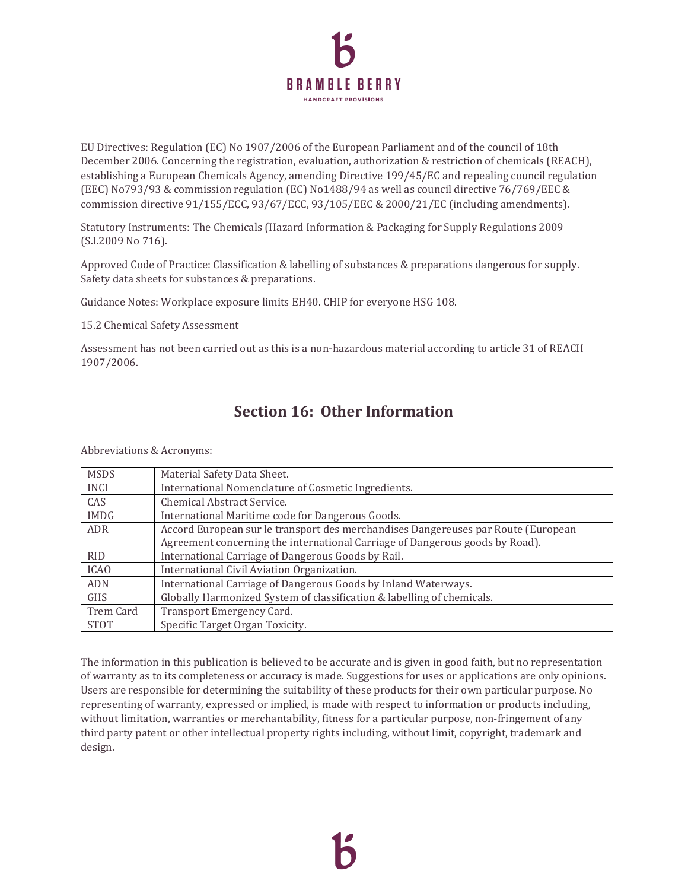EU Directives: Regulation (EC) No 1907/2006 of the European Parliament and of the council of 18th December 2006. Concerning the registration, evaluation, authorization & restriction of chemicals (REACH), establishing a European Chemicals Agency, amending Directive 199/45/EC and repealing council regulation (EEC) No793/93 & commission regulation (EC) No1488/94 as well as council directive 76/769/EEC & commission directive 91/155/ECC, 93/67/ECC, 93/105/EEC & 2000/21/EC (including amendments).

Statutory Instruments: The Chemicals (Hazard Information & Packaging for Supply Regulations 2009 (S.I.2009 No 716).

Approved Code of Practice: Classification & labelling of substances & preparations dangerous for supply. Safety data sheets for substances & preparations.

Guidance Notes: Workplace exposure limits EH40. CHIP for everyone HSG 108.

15.2 Chemical Safety Assessment

Assessment has not been carried out as this is a non-hazardous material according to article 31 of REACH 1907/2006.

## Section 16: Other Information

Abbreviations & Acronyms:

| | |
|---|---|
| MSDS | Material Safety Data Sheet. |
| INCI | International Nomenclature of Cosmetic Ingredients. |
| CAS | Chemical Abstract Service. |
| IMDG | International Maritime code for Dangerous Goods. |
| ADR | Accord European sur le transport des merchandises Dangereuses par Route (European Agreement concerning the international Carriage of Dangerous goods by Road). |
| RID | International Carriage of Dangerous Goods by Rail. |
| ICAO | International Civil Aviation Organization. |
| ADN | International Carriage of Dangerous Goods by Inland Waterways. |
| GHS | Globally Harmonized System of classification & labelling of chemicals. |
| Trem Card | Transport Emergency Card. |
| STOT | Specific Target Organ Toxicity. |

The information in this publication is believed to be accurate and is given in good faith, but no representation of warranty as to its completeness or accuracy is made. Suggestions for uses or applications are only opinions. Users are responsible for determining the suitability of these products for their own particular purpose. No representing of warranty, expressed or implied, is made with respect to information or products including, without limitation, warranties or merchantability, fitness for a particular purpose, non-fringement of any third party patent or other intellectual property rights including, without limit, copyright, trademark and design.